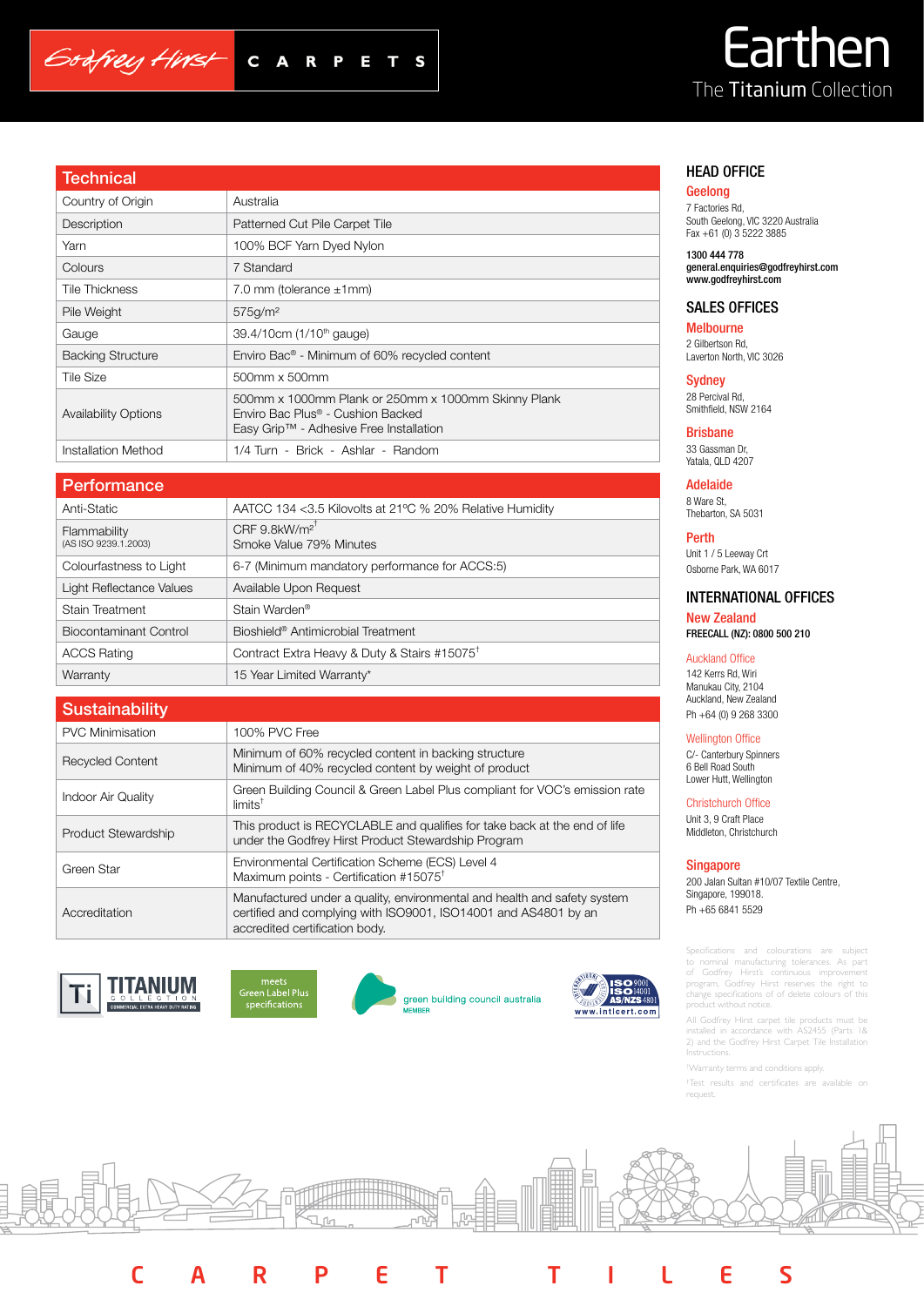Godfrey Hirst CARPETS

# Earthen

The Titanium Collection

## Technical

| Technical | |
|---|---|
| Country of Origin | Australia |
| Description | Patterned Cut Pile Carpet Tile |
| Yarn | 100% BCF Yarn Dyed Nylon |
| Colours | 7 Standard |
| Tile Thickness | 7.0 mm (tolerance ±1mm) |
| Pile Weight | 575g/m² |
| Gauge | 39.4/10cm (1/10th gauge) |
| Backing Structure | Enviro Bac® - Minimum of 60% recycled content |
| Tile Size | 500mm x 500mm |
| Availability Options | 500mm x 1000mm Plank or 250mm x 1000mm Skinny Plank<br>Enviro Bac Plus® - Cushion Backed<br>Easy Grip™ - Adhesive Free Installation |
| Installation Method | 1/4 Turn - Brick - Ashlar - Random |

## Performance

| Performance | |
|---|---|
| Anti-Static | AATCC 134 <3.5 Kilovolts at 21ºC % 20% Relative Humidity |
| Flammability (AS ISO 9239.1.2003) | CRF 9.8kW/m²[†]<br>Smoke Value 79% Minutes |
| Colourfastness to Light | 6-7 (Minimum mandatory performance for ACCS:5) |
| Light Reflectance Values | Available Upon Request |
| Stain Treatment | Stain Warden® |
| Biocontaminant Control | Bioshield® Antimicrobial Treatment |
| ACCS Rating | Contract Extra Heavy & Duty & Stairs #15075[†] |
| Warranty | 15 Year Limited Warranty* |

## Sustainability

| Sustainability | |
|---|---|
| PVC Minimisation | 100% PVC Free |
| Recycled Content | Minimum of 60% recycled content in backing structure<br>Minimum of 40% recycled content by weight of product |
| Indoor Air Quality | Green Building Council & Green Label Plus compliant for VOC's emission rate limits[†] |
| Product Stewardship | This product is RECYCLABLE and qualifies for take back at the end of life under the Godfrey Hirst Product Stewardship Program |
| Green Star | Environmental Certification Scheme (ECS) Level 4<br>Maximum points - Certification #15075[†] |
| Accreditation | Manufactured under a quality, environmental and health and safety system certified and complying with ISO9001, ISO14001 and AS4801 by an accredited certification body. |

TITANIUM COLLECTION — COMMERCIAL EXTRA HEAVY DUTY RATING

meets Green Label Plus specifications

green building council australia MEMBER

ISO 9001 ISO 14001 AS/NZS 4801 www.intlcert.com

### HEAD OFFICE

**Geelong**
7 Factories Rd,
South Geelong, VIC 3220 Australia
Fax +61 (0) 3 5222 3885

**1300 444 778**
**general.enquiries@godfreyhirst.com**
**www.godfreyhirst.com**

### SALES OFFICES

**Melbourne**
2 Gilbertson Rd,
Laverton North, VIC 3026

**Sydney**
28 Percival Rd,
Smithfield, NSW 2164

**Brisbane**
33 Gassman Dr,
Yatala, QLD 4207

**Adelaide**
8 Ware St,
Thebarton, SA 5031

**Perth**
Unit 1 / 5 Leeway Crt
Osborne Park, WA 6017

### INTERNATIONAL OFFICES

**New Zealand**
**FREECALL (NZ): 0800 500 210**

Auckland Office
142 Kerrs Rd, Wiri
Manukau City, 2104
Auckland, New Zealand
Ph +64 (0) 9 268 3300

Wellington Office
C/- Canterbury Spinners
6 Bell Road South
Lower Hutt, Wellington

Christchurch Office
Unit 3, 9 Craft Place
Middleton, Christchurch

**Singapore**
200 Jalan Sultan #10/07 Textile Centre,
Singapore, 199018.
Ph +65 6841 5529

Specifications and colourations are subject to nominal manufacturing tolerances. As part of Godfrey Hirst's continuous improvement program, Godfrey Hirst reserves the right to change specifications of of delete colours of this product without notice.

All Godfrey Hirst carpet tile products must be installed in accordance with AS2455 (Parts 1& 2) and the Godfrey Hirst Carpet Tile Installation Instructions.

*Warranty terms and conditions apply.

†Test results and certificates are available on request.

CARPET TILES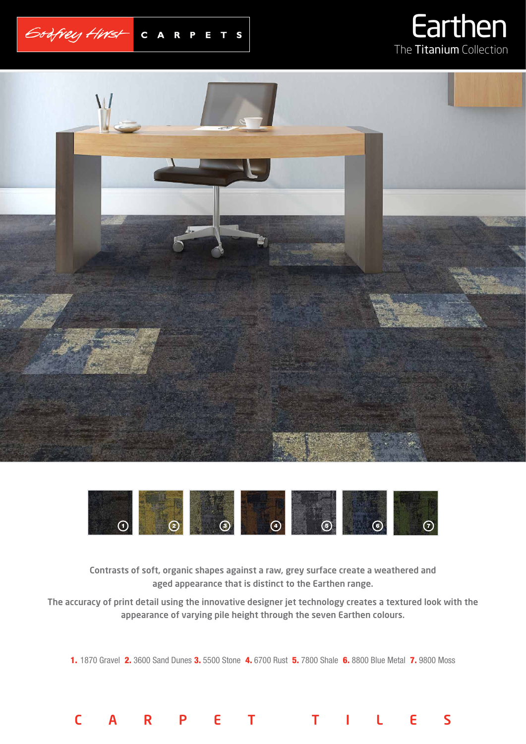Godfrey Hirst CARPETS

# Earthen

The **Titanium** Collection

1 2 3 4 5 6 7

Contrasts of soft, organic shapes against a raw, grey surface create a weathered and aged appearance that is distinct to the Earthen range.

The accuracy of print detail using the innovative designer jet technology creates a textured look with the appearance of varying pile height through the seven Earthen colours.

**1.** 1870 Gravel **2.** 3600 Sand Dunes **3.** 5500 Stone **4.** 6700 Rust **5.** 7800 Shale **6.** 8800 Blue Metal **7.** 9800 Moss

CARPET TILES